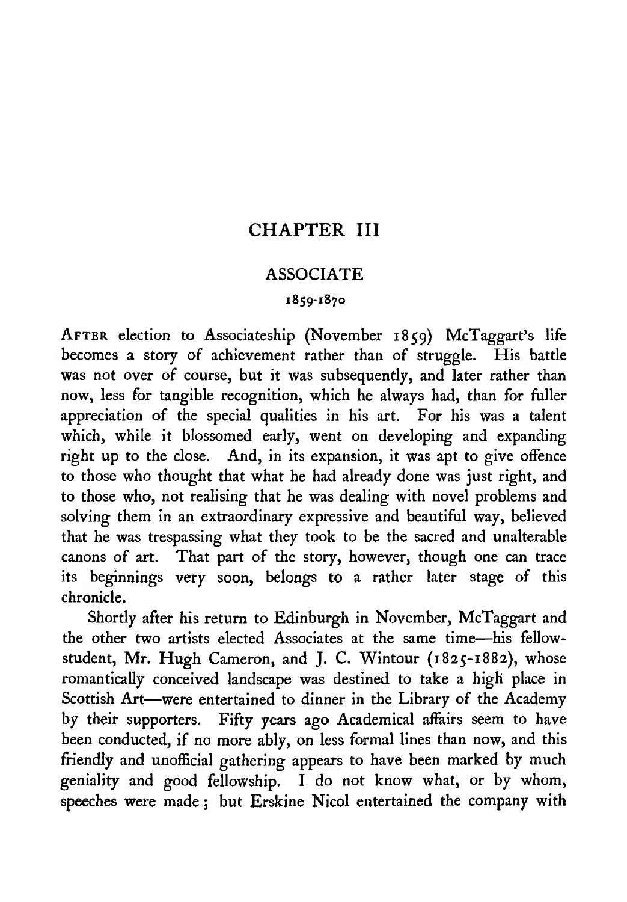# CHAPTER III

## ASSOCIATE

### 1859-1870

After election to Associateship (November 1859) McTaggart's life becomes a story of achievement rather than of struggle. His battle was not over of course, but it was subsequently, and later rather than now, less for tangible recognition, which he always had, than for fuller appreciation of the special qualities in his art. For his was a talent which, while it blossomed early, went on developing and expanding right up to the close. And, in its expansion, it was apt to give offence to those who thought that what he had already done was just right, and to those who, not realising that he was dealing with novel problems and solving them in an extraordinary expressive and beautiful way, believed that he was trespassing what they took to be the sacred and unalterable canons of art. That part of the story, however, though one can trace its beginnings very soon, belongs to a rather later stage of this chronicle.

Shortly after his return to Edinburgh in November, McTaggart and the other two artists elected Associates at the same time—his fellow-student, Mr. Hugh Cameron, and J. C. Wintour (1825-1882), whose romantically conceived landscape was destined to take a high place in Scottish Art—were entertained to dinner in the Library of the Academy by their supporters. Fifty years ago Academical affairs seem to have been conducted, if no more ably, on less formal lines than now, and this friendly and unofficial gathering appears to have been marked by much geniality and good fellowship. I do not know what, or by whom, speeches were made; but Erskine Nicol entertained the company with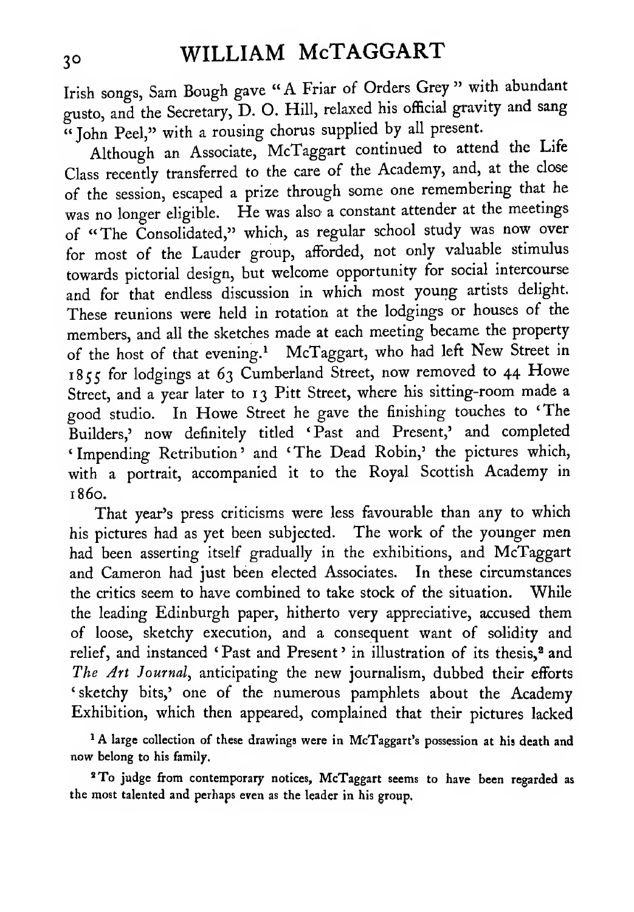Irish songs, Sam Bough gave "A Friar of Orders Grey" with abundant gusto, and the Secretary, D. O. Hill, relaxed his official gravity and sang "John Peel," with a rousing chorus supplied by all present.

Although an Associate, McTaggart continued to attend the Life Class recently transferred to the care of the Academy, and, at the close of the session, escaped a prize through some one remembering that he was no longer eligible. He was also a constant attender at the meetings of "The Consolidated," which, as regular school study was now over for most of the Lauder group, afforded, not only valuable stimulus towards pictorial design, but welcome opportunity for social intercourse and for that endless discussion in which most young artists delight. These reunions were held in rotation at the lodgings or houses of the members, and all the sketches made at each meeting became the property of the host of that evening.[1] McTaggart, who had left New Street in 1855 for lodgings at 63 Cumberland Street, now removed to 44 Howe Street, and a year later to 13 Pitt Street, where his sitting-room made a good studio. In Howe Street he gave the finishing touches to 'The Builders,' now definitely titled 'Past and Present,' and completed 'Impending Retribution' and 'The Dead Robin,' the pictures which, with a portrait, accompanied it to the Royal Scottish Academy in 1860.

That year's press criticisms were less favourable than any to which his pictures had as yet been subjected. The work of the younger men had been asserting itself gradually in the exhibitions, and McTaggart and Cameron had just been elected Associates. In these circumstances the critics seem to have combined to take stock of the situation. While the leading Edinburgh paper, hitherto very appreciative, accused them of loose, sketchy execution, and a consequent want of solidity and relief, and instanced 'Past and Present' in illustration of its thesis,[2] and *The Art Journal*, anticipating the new journalism, dubbed their efforts 'sketchy bits,' one of the numerous pamphlets about the Academy Exhibition, which then appeared, complained that their pictures lacked

[1] A large collection of these drawings were in McTaggart's possession at his death and now belong to his family.

[2] To judge from contemporary notices, McTaggart seems to have been regarded as the most talented and perhaps even as the leader in his group.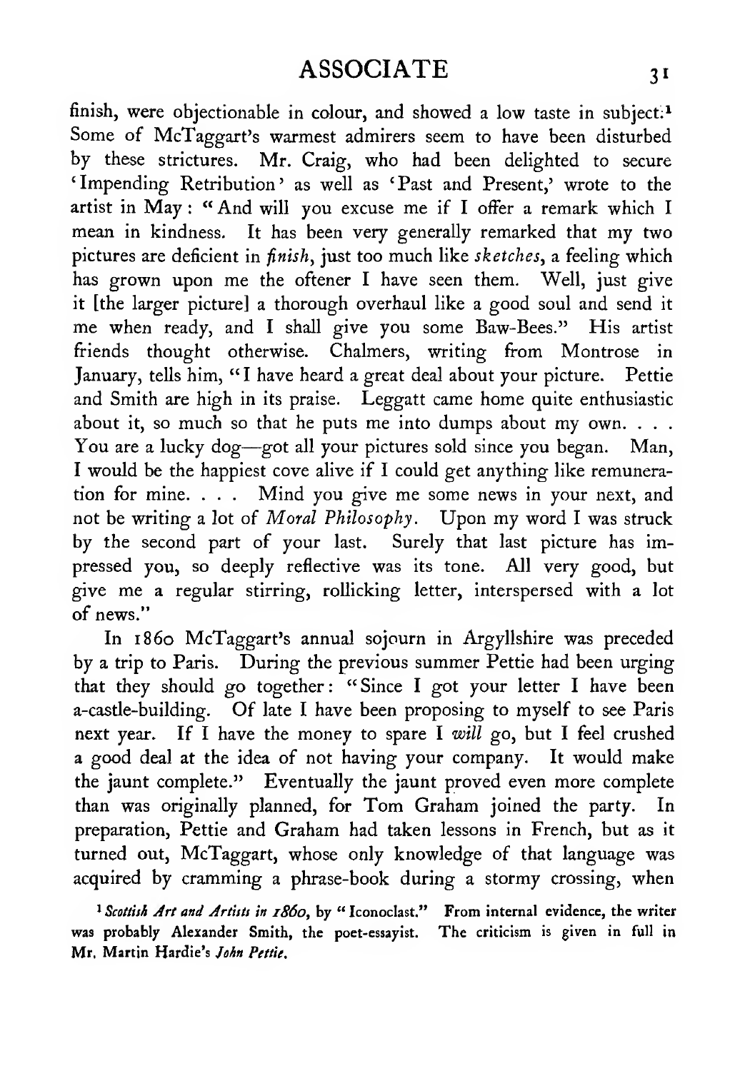finish, were objectionable in colour, and showed a low taste in subject.[1] Some of McTaggart's warmest admirers seem to have been disturbed by these strictures. Mr. Craig, who had been delighted to secure 'Impending Retribution' as well as 'Past and Present,' wrote to the artist in May: "And will you excuse me if I offer a remark which I mean in kindness. It has been very generally remarked that my two pictures are deficient in *finish*, just too much like *sketches*, a feeling which has grown upon me the oftener I have seen them. Well, just give it [the larger picture] a thorough overhaul like a good soul and send it me when ready, and I shall give you some Baw-Bees." His artist friends thought otherwise. Chalmers, writing from Montrose in January, tells him, "I have heard a great deal about your picture. Pettie and Smith are high in its praise. Leggatt came home quite enthusiastic about it, so much so that he puts me into dumps about my own. . . . You are a lucky dog—got all your pictures sold since you began. Man, I would be the happiest cove alive if I could get anything like remuneration for mine. . . . Mind you give me some news in your next, and not be writing a lot of *Moral Philosophy*. Upon my word I was struck by the second part of your last. Surely that last picture has impressed you, so deeply reflective was its tone. All very good, but give me a regular stirring, rollicking letter, interspersed with a lot of news."

In 1860 McTaggart's annual sojourn in Argyllshire was preceded by a trip to Paris. During the previous summer Pettie had been urging that they should go together: "Since I got your letter I have been a-castle-building. Of late I have been proposing to myself to see Paris next year. If I have the money to spare I *will* go, but I feel crushed a good deal at the idea of not having your company. It would make the jaunt complete." Eventually the jaunt proved even more complete than was originally planned, for Tom Graham joined the party. In preparation, Pettie and Graham had taken lessons in French, but as it turned out, McTaggart, whose only knowledge of that language was acquired by cramming a phrase-book during a stormy crossing, when

[1] *Scottish Art and Artists in 1860*, by "Iconoclast." From internal evidence, the writer was probably Alexander Smith, the poet-essayist. The criticism is given in full in Mr. Martin Hardie's *John Pettie*.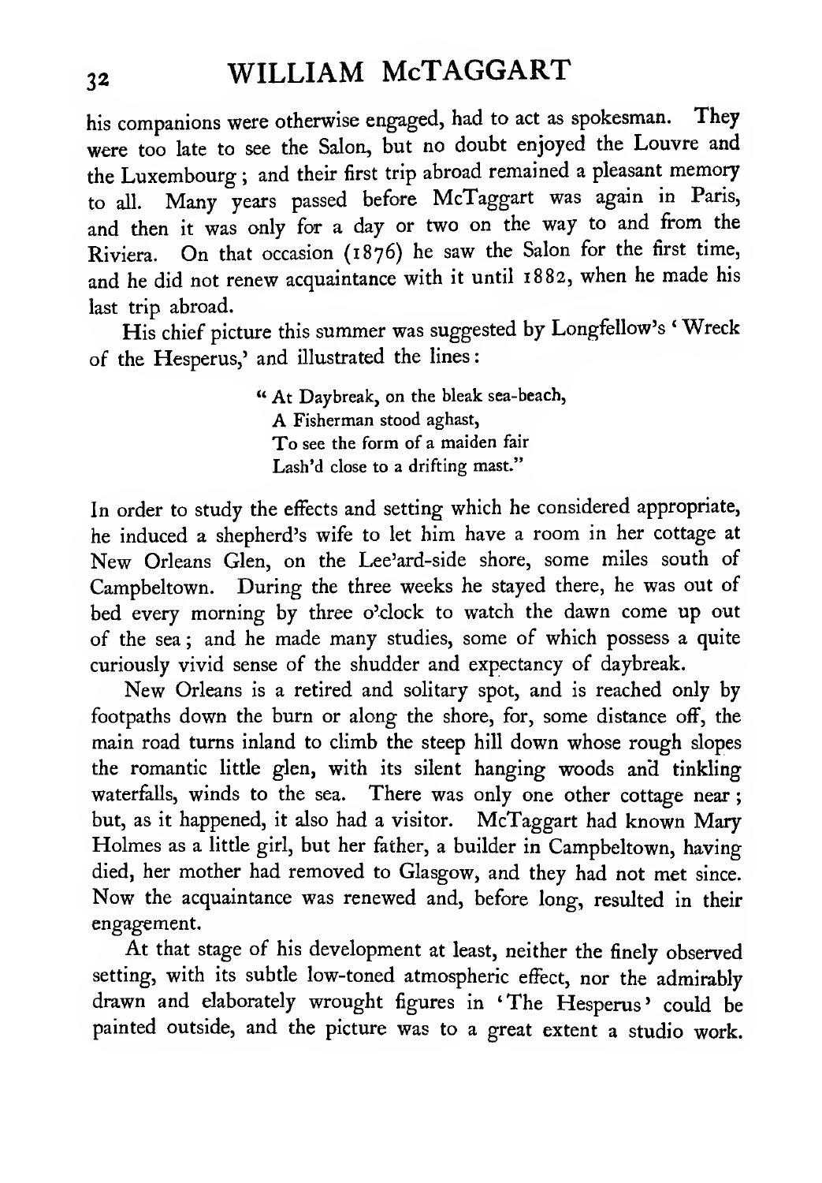his companions were otherwise engaged, had to act as spokesman. They were too late to see the Salon, but no doubt enjoyed the Louvre and the Luxembourg; and their first trip abroad remained a pleasant memory to all. Many years passed before McTaggart was again in Paris, and then it was only for a day or two on the way to and from the Riviera. On that occasion (1876) he saw the Salon for the first time, and he did not renew acquaintance with it until 1882, when he made his last trip abroad.

His chief picture this summer was suggested by Longfellow's 'Wreck of the Hesperus,' and illustrated the lines:

> "At Daybreak, on the bleak sea-beach,
> A Fisherman stood aghast,
> To see the form of a maiden fair
> Lash'd close to a drifting mast."

In order to study the effects and setting which he considered appropriate, he induced a shepherd's wife to let him have a room in her cottage at New Orleans Glen, on the Lee'ard-side shore, some miles south of Campbeltown. During the three weeks he stayed there, he was out of bed every morning by three o'clock to watch the dawn come up out of the sea; and he made many studies, some of which possess a quite curiously vivid sense of the shudder and expectancy of daybreak.

New Orleans is a retired and solitary spot, and is reached only by footpaths down the burn or along the shore, for, some distance off, the main road turns inland to climb the steep hill down whose rough slopes the romantic little glen, with its silent hanging woods and tinkling waterfalls, winds to the sea. There was only one other cottage near; but, as it happened, it also had a visitor. McTaggart had known Mary Holmes as a little girl, but her father, a builder in Campbeltown, having died, her mother had removed to Glasgow, and they had not met since. Now the acquaintance was renewed and, before long, resulted in their engagement.

At that stage of his development at least, neither the finely observed setting, with its subtle low-toned atmospheric effect, nor the admirably drawn and elaborately wrought figures in 'The Hesperus' could be painted outside, and the picture was to a great extent a studio work.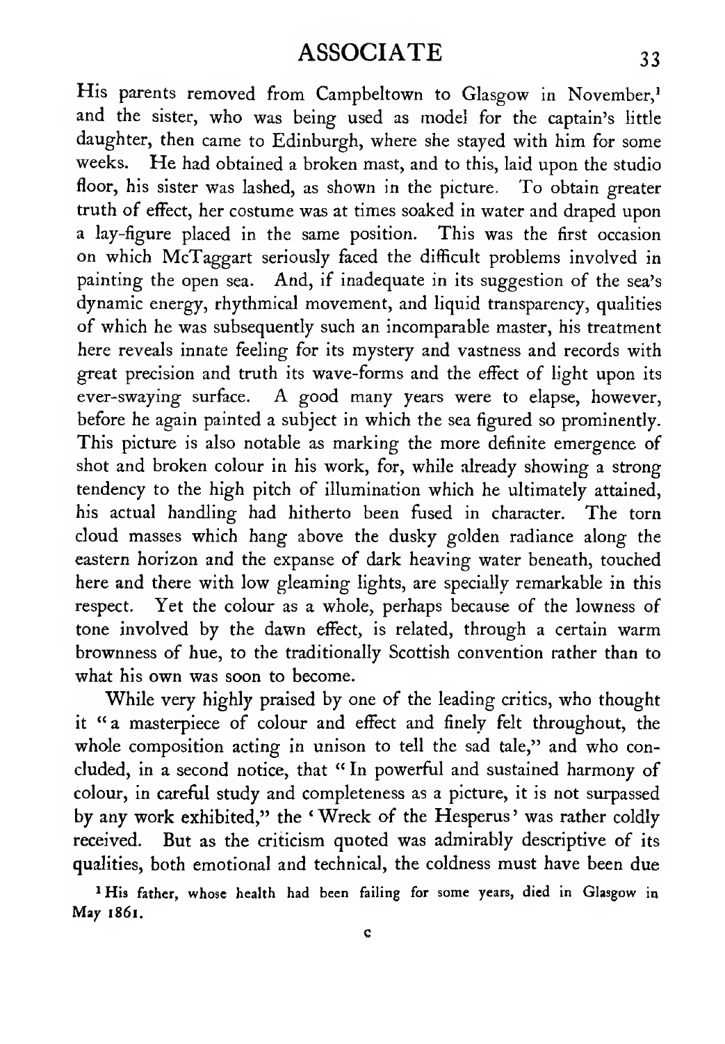His parents removed from Campbeltown to Glasgow in November,[1] and the sister, who was being used as model for the captain's little daughter, then came to Edinburgh, where she stayed with him for some weeks. He had obtained a broken mast, and to this, laid upon the studio floor, his sister was lashed, as shown in the picture. To obtain greater truth of effect, her costume was at times soaked in water and draped upon a lay-figure placed in the same position. This was the first occasion on which McTaggart seriously faced the difficult problems involved in painting the open sea. And, if inadequate in its suggestion of the sea's dynamic energy, rhythmical movement, and liquid transparency, qualities of which he was subsequently such an incomparable master, his treatment here reveals innate feeling for its mystery and vastness and records with great precision and truth its wave-forms and the effect of light upon its ever-swaying surface. A good many years were to elapse, however, before he again painted a subject in which the sea figured so prominently. This picture is also notable as marking the more definite emergence of shot and broken colour in his work, for, while already showing a strong tendency to the high pitch of illumination which he ultimately attained, his actual handling had hitherto been fused in character. The torn cloud masses which hang above the dusky golden radiance along the eastern horizon and the expanse of dark heaving water beneath, touched here and there with low gleaming lights, are specially remarkable in this respect. Yet the colour as a whole, perhaps because of the lowness of tone involved by the dawn effect, is related, through a certain warm brownness of hue, to the traditionally Scottish convention rather than to what his own was soon to become.

While very highly praised by one of the leading critics, who thought it "a masterpiece of colour and effect and finely felt throughout, the whole composition acting in unison to tell the sad tale," and who concluded, in a second notice, that "In powerful and sustained harmony of colour, in careful study and completeness as a picture, it is not surpassed by any work exhibited," the 'Wreck of the Hesperus' was rather coldly received. But as the criticism quoted was admirably descriptive of its qualities, both emotional and technical, the coldness must have been due

[1] His father, whose health had been failing for some years, died in Glasgow in May 1861.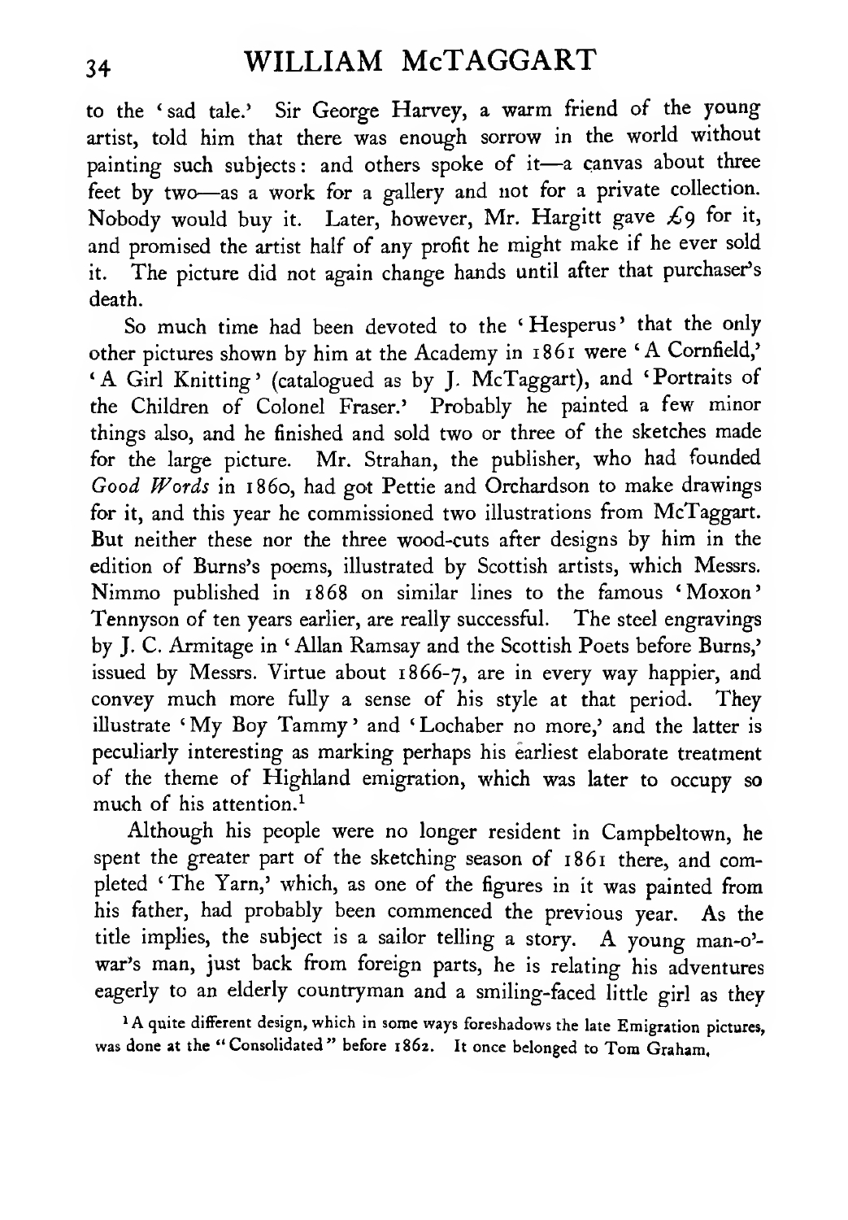to the 'sad tale.' Sir George Harvey, a warm friend of the young artist, told him that there was enough sorrow in the world without painting such subjects: and others spoke of it—a canvas about three feet by two—as a work for a gallery and not for a private collection. Nobody would buy it. Later, however, Mr. Hargitt gave £9 for it, and promised the artist half of any profit he might make if he ever sold it. The picture did not again change hands until after that purchaser's death.

So much time had been devoted to the 'Hesperus' that the only other pictures shown by him at the Academy in 1861 were 'A Cornfield,' 'A Girl Knitting' (catalogued as by J. McTaggart), and 'Portraits of the Children of Colonel Fraser.' Probably he painted a few minor things also, and he finished and sold two or three of the sketches made for the large picture. Mr. Strahan, the publisher, who had founded *Good Words* in 1860, had got Pettie and Orchardson to make drawings for it, and this year he commissioned two illustrations from McTaggart. But neither these nor the three wood-cuts after designs by him in the edition of Burns's poems, illustrated by Scottish artists, which Messrs. Nimmo published in 1868 on similar lines to the famous 'Moxon' Tennyson of ten years earlier, are really successful. The steel engravings by J. C. Armitage in 'Allan Ramsay and the Scottish Poets before Burns,' issued by Messrs. Virtue about 1866-7, are in every way happier, and convey much more fully a sense of his style at that period. They illustrate 'My Boy Tammy' and 'Lochaber no more,' and the latter is peculiarly interesting as marking perhaps his earliest elaborate treatment of the theme of Highland emigration, which was later to occupy so much of his attention.[1]

Although his people were no longer resident in Campbeltown, he spent the greater part of the sketching season of 1861 there, and completed 'The Yarn,' which, as one of the figures in it was painted from his father, had probably been commenced the previous year. As the title implies, the subject is a sailor telling a story. A young man-o'-war's man, just back from foreign parts, he is relating his adventures eagerly to an elderly countryman and a smiling-faced little girl as they

[1] A quite different design, which in some ways foreshadows the late Emigration pictures, was done at the "Consolidated" before 1862. It once belonged to Tom Graham.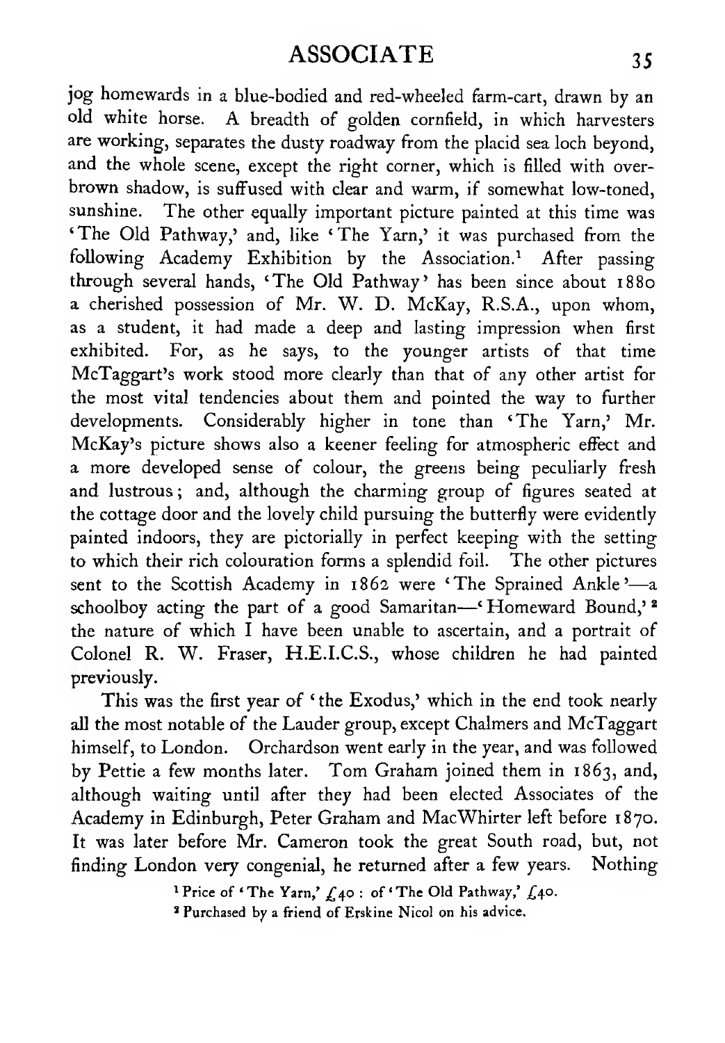jog homewards in a blue-bodied and red-wheeled farm-cart, drawn by an old white horse. A breadth of golden cornfield, in which harvesters are working, separates the dusty roadway from the placid sea loch beyond, and the whole scene, except the right corner, which is filled with over-brown shadow, is suffused with clear and warm, if somewhat low-toned, sunshine. The other equally important picture painted at this time was 'The Old Pathway,' and, like 'The Yarn,' it was purchased from the following Academy Exhibition by the Association.[1] After passing through several hands, 'The Old Pathway' has been since about 1880 a cherished possession of Mr. W. D. McKay, R.S.A., upon whom, as a student, it had made a deep and lasting impression when first exhibited. For, as he says, to the younger artists of that time McTaggart's work stood more clearly than that of any other artist for the most vital tendencies about them and pointed the way to further developments. Considerably higher in tone than 'The Yarn,' Mr. McKay's picture shows also a keener feeling for atmospheric effect and a more developed sense of colour, the greens being peculiarly fresh and lustrous; and, although the charming group of figures seated at the cottage door and the lovely child pursuing the butterfly were evidently painted indoors, they are pictorially in perfect keeping with the setting to which their rich colouration forms a splendid foil. The other pictures sent to the Scottish Academy in 1862 were 'The Sprained Ankle'—a schoolboy acting the part of a good Samaritan—'Homeward Bound,'[2] the nature of which I have been unable to ascertain, and a portrait of Colonel R. W. Fraser, H.E.I.C.S., whose children he had painted previously.

This was the first year of 'the Exodus,' which in the end took nearly all the most notable of the Lauder group, except Chalmers and McTaggart himself, to London. Orchardson went early in the year, and was followed by Pettie a few months later. Tom Graham joined them in 1863, and, although waiting until after they had been elected Associates of the Academy in Edinburgh, Peter Graham and MacWhirter left before 1870. It was later before Mr. Cameron took the great South road, but, not finding London very congenial, he returned after a few years. Nothing

[1] Price of 'The Yarn,' £40: of 'The Old Pathway,' £40.

[2] Purchased by a friend of Erskine Nicol on his advice.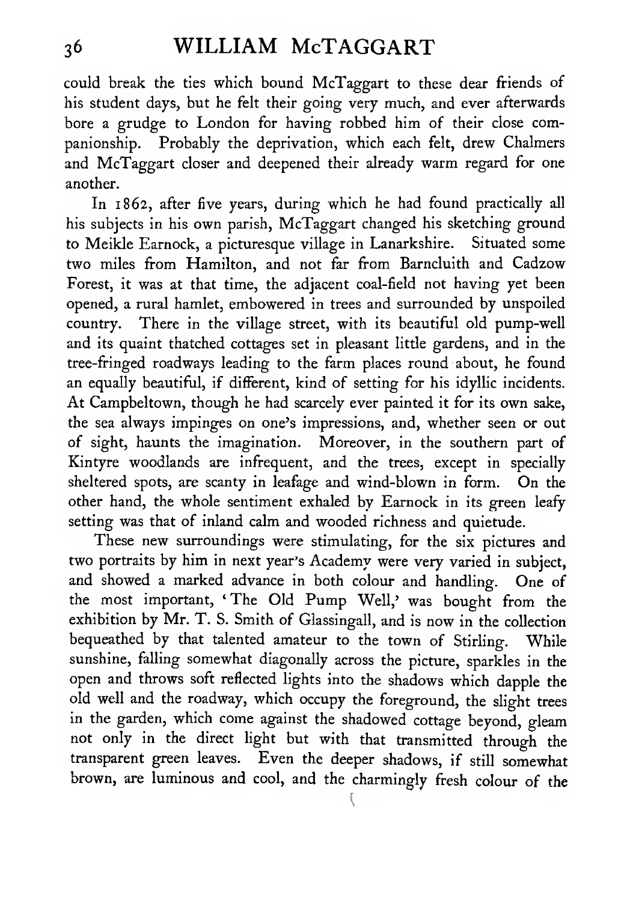could break the ties which bound McTaggart to these dear friends of his student days, but he felt their going very much, and ever afterwards bore a grudge to London for having robbed him of their close companionship. Probably the deprivation, which each felt, drew Chalmers and McTaggart closer and deepened their already warm regard for one another.

In 1862, after five years, during which he had found practically all his subjects in his own parish, McTaggart changed his sketching ground to Meikle Earnock, a picturesque village in Lanarkshire. Situated some two miles from Hamilton, and not far from Barncluith and Cadzow Forest, it was at that time, the adjacent coal-field not having yet been opened, a rural hamlet, embowered in trees and surrounded by unspoiled country. There in the village street, with its beautiful old pump-well and its quaint thatched cottages set in pleasant little gardens, and in the tree-fringed roadways leading to the farm places round about, he found an equally beautiful, if different, kind of setting for his idyllic incidents. At Campbeltown, though he had scarcely ever painted it for its own sake, the sea always impinges on one's impressions, and, whether seen or out of sight, haunts the imagination. Moreover, in the southern part of Kintyre woodlands are infrequent, and the trees, except in specially sheltered spots, are scanty in leafage and wind-blown in form. On the other hand, the whole sentiment exhaled by Earnock in its green leafy setting was that of inland calm and wooded richness and quietude.

These new surroundings were stimulating, for the six pictures and two portraits by him in next year's Academy were very varied in subject, and showed a marked advance in both colour and handling. One of the most important, 'The Old Pump Well,' was bought from the exhibition by Mr. T. S. Smith of Glassingall, and is now in the collection bequeathed by that talented amateur to the town of Stirling. While sunshine, falling somewhat diagonally across the picture, sparkles in the open and throws soft reflected lights into the shadows which dapple the old well and the roadway, which occupy the foreground, the slight trees in the garden, which come against the shadowed cottage beyond, gleam not only in the direct light but with that transmitted through the transparent green leaves. Even the deeper shadows, if still somewhat brown, are luminous and cool, and the charmingly fresh colour of the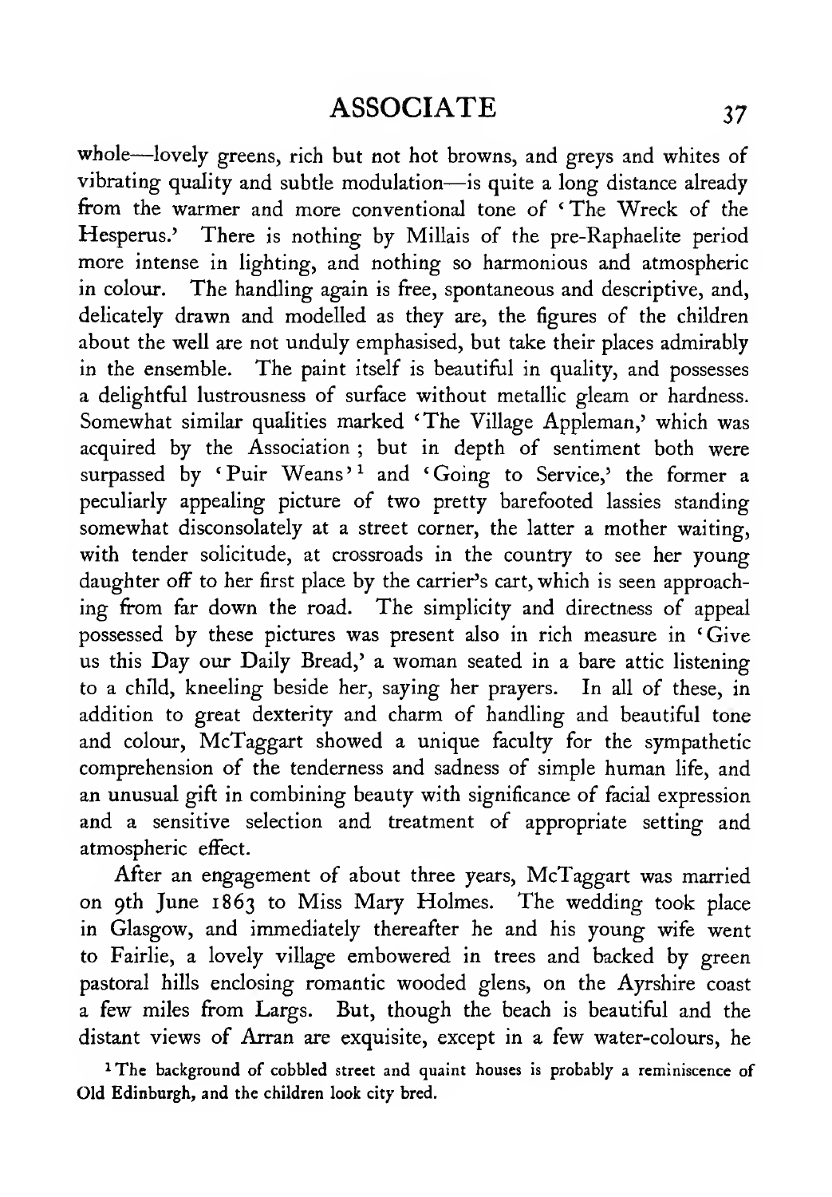whole—lovely greens, rich but not hot browns, and greys and whites of vibrating quality and subtle modulation—is quite a long distance already from the warmer and more conventional tone of 'The Wreck of the Hesperus.' There is nothing by Millais of the pre-Raphaelite period more intense in lighting, and nothing so harmonious and atmospheric in colour. The handling again is free, spontaneous and descriptive, and, delicately drawn and modelled as they are, the figures of the children about the well are not unduly emphasised, but take their places admirably in the ensemble. The paint itself is beautiful in quality, and possesses a delightful lustrousness of surface without metallic gleam or hardness. Somewhat similar qualities marked 'The Village Appleman,' which was acquired by the Association; but in depth of sentiment both were surpassed by 'Puir Weans'[1] and 'Going to Service,' the former a peculiarly appealing picture of two pretty barefooted lassies standing somewhat disconsolately at a street corner, the latter a mother waiting, with tender solicitude, at crossroads in the country to see her young daughter off to her first place by the carrier's cart, which is seen approaching from far down the road. The simplicity and directness of appeal possessed by these pictures was present also in rich measure in 'Give us this Day our Daily Bread,' a woman seated in a bare attic listening to a child, kneeling beside her, saying her prayers. In all of these, in addition to great dexterity and charm of handling and beautiful tone and colour, McTaggart showed a unique faculty for the sympathetic comprehension of the tenderness and sadness of simple human life, and an unusual gift in combining beauty with significance of facial expression and a sensitive selection and treatment of appropriate setting and atmospheric effect.

After an engagement of about three years, McTaggart was married on 9th June 1863 to Miss Mary Holmes. The wedding took place in Glasgow, and immediately thereafter he and his young wife went to Fairlie, a lovely village embowered in trees and backed by green pastoral hills enclosing romantic wooded glens, on the Ayrshire coast a few miles from Largs. But, though the beach is beautiful and the distant views of Arran are exquisite, except in a few water-colours, he

[1] The background of cobbled street and quaint houses is probably a reminiscence of Old Edinburgh, and the children look city bred.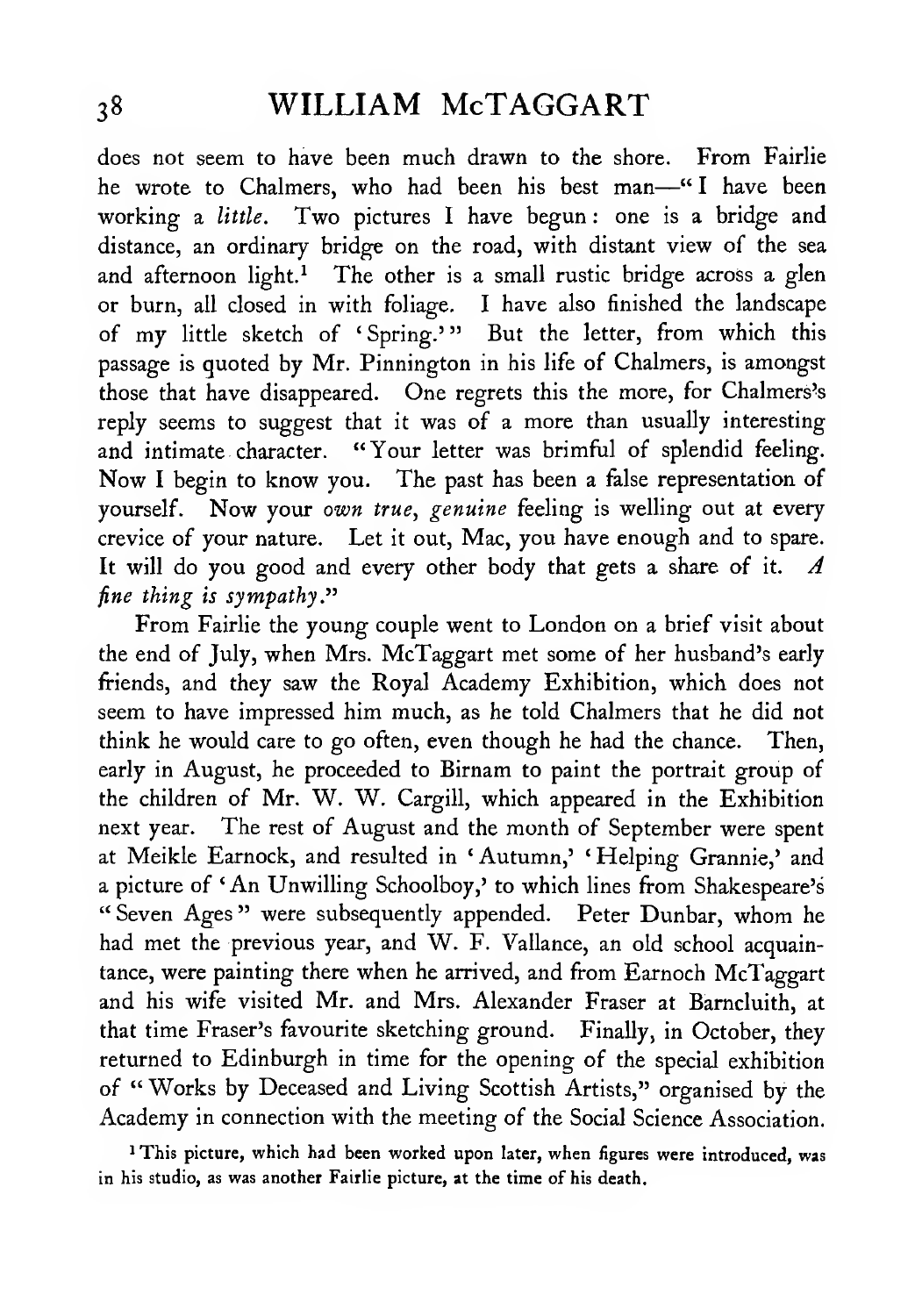does not seem to have been much drawn to the shore. From Fairlie he wrote to Chalmers, who had been his best man—"I have been working a *little*. Two pictures I have begun: one is a bridge and distance, an ordinary bridge on the road, with distant view of the sea and afternoon light.[1] The other is a small rustic bridge across a glen or burn, all closed in with foliage. I have also finished the landscape of my little sketch of 'Spring.'" But the letter, from which this passage is quoted by Mr. Pinnington in his life of Chalmers, is amongst those that have disappeared. One regrets this the more, for Chalmers's reply seems to suggest that it was of a more than usually interesting and intimate character. "Your letter was brimful of splendid feeling. Now I begin to know you. The past has been a false representation of yourself. Now your *own true, genuine* feeling is welling out at every crevice of your nature. Let it out, Mac, you have enough and to spare. It will do you good and every other body that gets a share of it. *A fine thing is sympathy*."

From Fairlie the young couple went to London on a brief visit about the end of July, when Mrs. McTaggart met some of her husband's early friends, and they saw the Royal Academy Exhibition, which does not seem to have impressed him much, as he told Chalmers that he did not think he would care to go often, even though he had the chance. Then, early in August, he proceeded to Birnam to paint the portrait group of the children of Mr. W. W. Cargill, which appeared in the Exhibition next year. The rest of August and the month of September were spent at Meikle Earnock, and resulted in 'Autumn,' 'Helping Grannie,' and a picture of 'An Unwilling Schoolboy,' to which lines from Shakespeare's "Seven Ages" were subsequently appended. Peter Dunbar, whom he had met the previous year, and W. F. Vallance, an old school acquaintance, were painting there when he arrived, and from Earnoch McTaggart and his wife visited Mr. and Mrs. Alexander Fraser at Barncluith, at that time Fraser's favourite sketching ground. Finally, in October, they returned to Edinburgh in time for the opening of the special exhibition of "Works by Deceased and Living Scottish Artists," organised by the Academy in connection with the meeting of the Social Science Association.

[1] This picture, which had been worked upon later, when figures were introduced, was in his studio, as was another Fairlie picture, at the time of his death.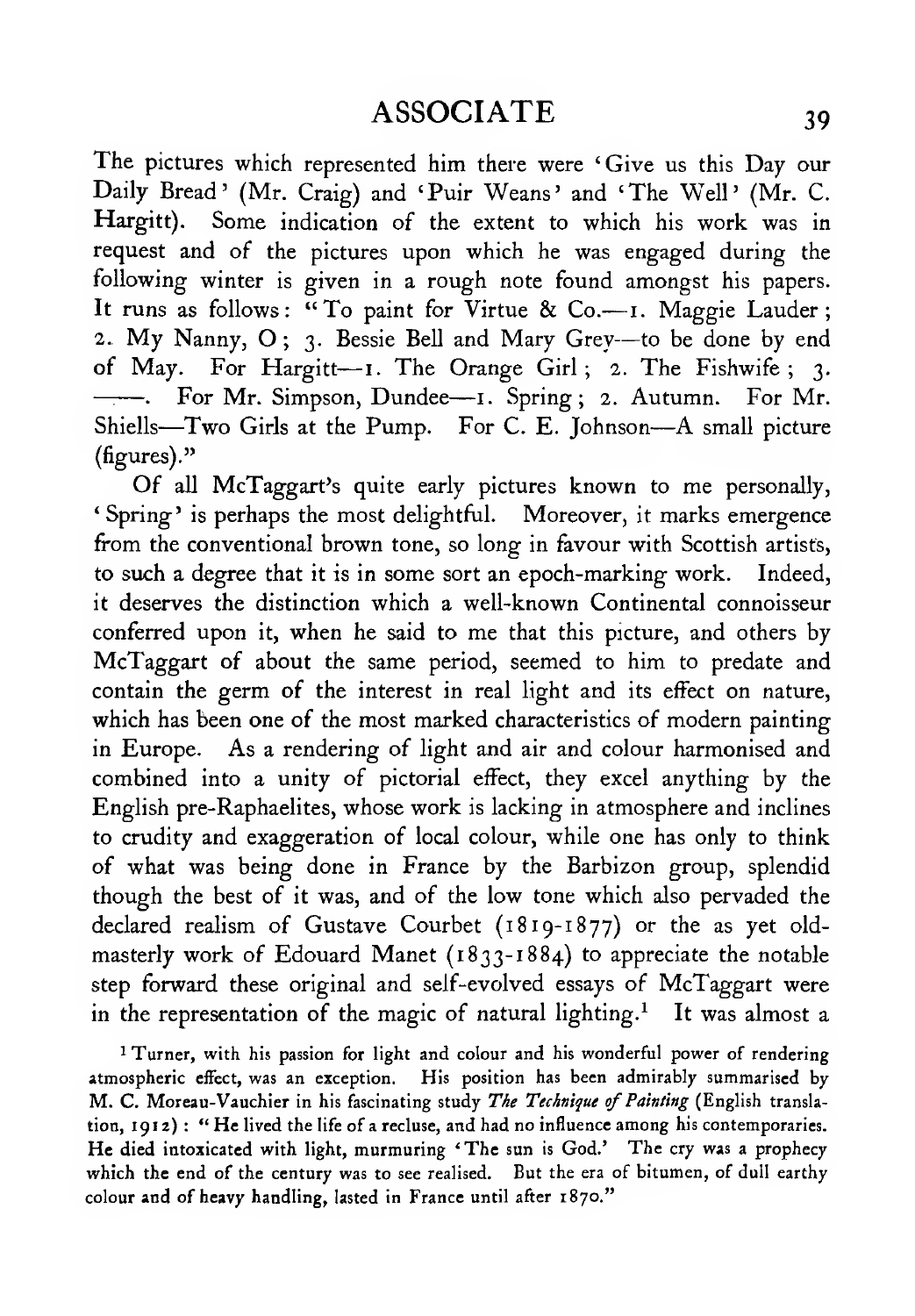The pictures which represented him there were 'Give us this Day our Daily Bread' (Mr. Craig) and 'Puir Weans' and 'The Well' (Mr. C. Hargitt). Some indication of the extent to which his work was in request and of the pictures upon which he was engaged during the following winter is given in a rough note found amongst his papers. It runs as follows: "To paint for Virtue & Co.—1. Maggie Lauder; 2. My Nanny, O; 3. Bessie Bell and Mary Grey—to be done by end of May. For Hargitt—1. The Orange Girl; 2. The Fishwife; 3. ——. For Mr. Simpson, Dundee—1. Spring; 2. Autumn. For Mr. Shiells—Two Girls at the Pump. For C. E. Johnson—A small picture (figures)."

Of all McTaggart's quite early pictures known to me personally, 'Spring' is perhaps the most delightful. Moreover, it marks emergence from the conventional brown tone, so long in favour with Scottish artists, to such a degree that it is in some sort an epoch-marking work. Indeed, it deserves the distinction which a well-known Continental connoisseur conferred upon it, when he said to me that this picture, and others by McTaggart of about the same period, seemed to him to predate and contain the germ of the interest in real light and its effect on nature, which has been one of the most marked characteristics of modern painting in Europe. As a rendering of light and air and colour harmonised and combined into a unity of pictorial effect, they excel anything by the English pre-Raphaelites, whose work is lacking in atmosphere and inclines to crudity and exaggeration of local colour, while one has only to think of what was being done in France by the Barbizon group, splendid though the best of it was, and of the low tone which also pervaded the declared realism of Gustave Courbet (1819-1877) or the as yet old-masterly work of Edouard Manet (1833-1884) to appreciate the notable step forward these original and self-evolved essays of McTaggart were in the representation of the magic of natural lighting.[1] It was almost a

[1] Turner, with his passion for light and colour and his wonderful power of rendering atmospheric effect, was an exception. His position has been admirably summarised by M. C. Moreau-Vauchier in his fascinating study *The Technique of Painting* (English translation, 1912): "He lived the life of a recluse, and had no influence among his contemporaries. He died intoxicated with light, murmuring 'The sun is God.' The cry was a prophecy which the end of the century was to see realised. But the era of bitumen, of dull earthy colour and of heavy handling, lasted in France until after 1870."